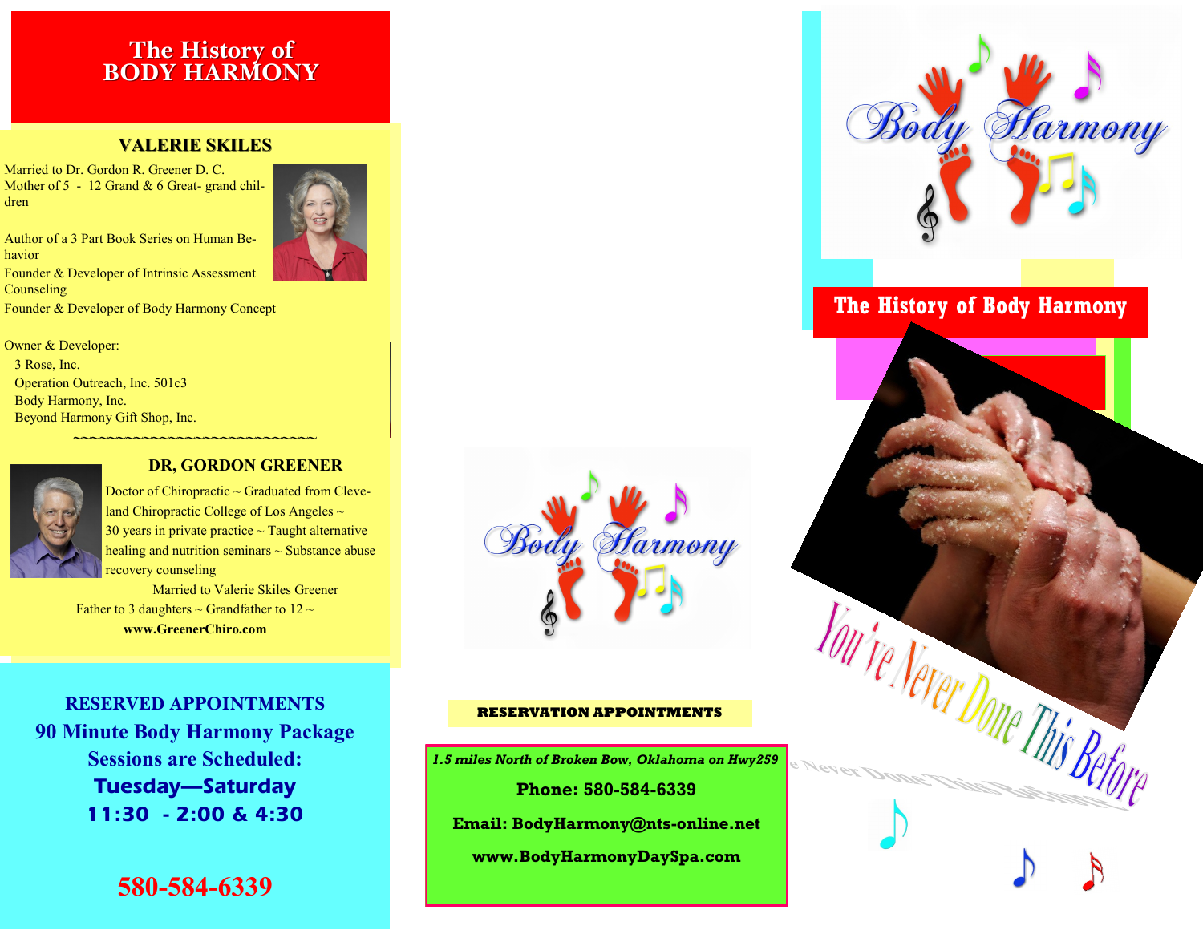# The History of BODY HARMONY

## VALERIE SKILES

Married to Dr. Gordon R. Greener D. C.
Mother of 5 - 12 Grand & 6 Great- grand children

Author of a 3 Part Book Series on Human Behavior
Founder & Developer of Intrinsic Assessment Counseling
Founder & Developer of Body Harmony Concept

Owner & Developer:
- 3 Rose, Inc.
- Operation Outreach, Inc. 501c3
- Body Harmony, Inc.
- Beyond Harmony Gift Shop, Inc.

~~~~~~~~~~~~~~~~~~~~~~~~~~~~~~

## DR, GORDON GREENER

Doctor of Chiropractic ~ Graduated from Cleveland Chiropractic College of Los Angeles ~ 30 years in private practice ~ Taught alternative healing and nutrition seminars ~ Substance abuse recovery counseling
Married to Valerie Skiles Greener
Father to 3 daughters ~ Grandfather to 12 ~
**www.GreenerChiro.com**

**RESERVED APPOINTMENTS**
**90 Minute Body Harmony Package**
**Sessions are Scheduled:**
**Tuesday—Saturday**
**11:30 - 2:00 & 4:30**

**580-584-6339**

Body Harmony

**RESERVATION APPOINTMENTS**

***1.5 miles North of Broken Bow, Oklahoma on Hwy259***

**Phone: 580-584-6339**

**Email: BodyHarmony@nts-online.net**

**www.BodyHarmonyDaySpa.com**

Body Harmony

## The History of Body Harmony

You've Never Done This Before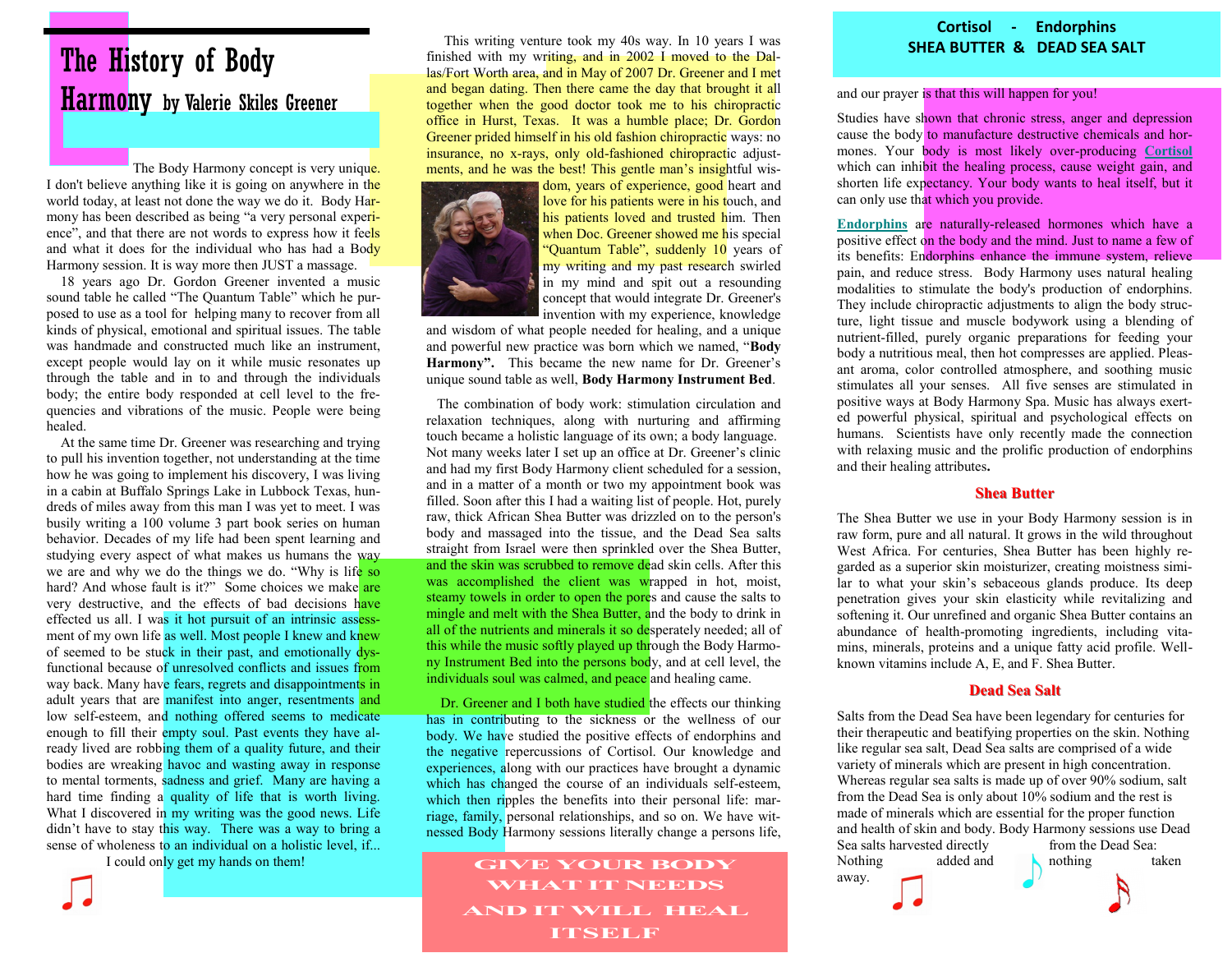# The History of Body Harmony by Valerie Skiles Greener

The Body Harmony concept is very unique. I don't believe anything like it is going on anywhere in the world today, at least not done the way we do it. Body Harmony has been described as being "a very personal experience", and that there are not words to express how it feels and what it does for the individual who has had a Body Harmony session. It is way more then JUST a massage.

18 years ago Dr. Gordon Greener invented a music sound table he called "The Quantum Table" which he purposed to use as a tool for helping many to recover from all kinds of physical, emotional and spiritual issues. The table was handmade and constructed much like an instrument, except people would lay on it while music resonates up through the table and in to and through the individuals body; the entire body responded at cell level to the frequencies and vibrations of the music. People were being healed.

At the same time Dr. Greener was researching and trying to pull his invention together, not understanding at the time how he was going to implement his discovery, I was living in a cabin at Buffalo Springs Lake in Lubbock Texas, hundreds of miles away from this man I was yet to meet. I was busily writing a 100 volume 3 part book series on human behavior. Decades of my life had been spent learning and studying every aspect of what makes us humans the way we are and why we do the things we do. "Why is life so hard? And whose fault is it?" Some choices we make are very destructive, and the effects of bad decisions have effected us all. I was it hot pursuit of an intrinsic assessment of my own life as well. Most people I knew and knew of seemed to be stuck in their past, and emotionally dysfunctional because of unresolved conflicts and issues from way back. Many have fears, regrets and disappointments in adult years that are manifest into anger, resentments and low self-esteem, and nothing offered seems to medicate enough to fill their empty soul. Past events they have already lived are robbing them of a quality future, and their bodies are wreaking havoc and wasting away in response to mental torments, sadness and grief. Many are having a hard time finding a quality of life that is worth living. What I discovered in my writing was the good news. Life didn't have to stay this way. There was a way to bring a sense of wholeness to an individual on a holistic level, if... I could only get my hands on them!

This writing venture took my 40s way. In 10 years I was finished with my writing, and in 2002 I moved to the Dallas/Fort Worth area, and in May of 2007 Dr. Greener and I met and began dating. Then there came the day that brought it all together when the good doctor took me to his chiropractic office in Hurst, Texas. It was a humble place; Dr. Gordon Greener prided himself in his old fashion chiropractic ways: no insurance, no x-rays, only old-fashioned chiropractic adjustments, and he was the best! This gentle man's insightful wisdom, years of experience, good heart and love for his patients were in his touch, and his patients loved and trusted him. Then when Doc. Greener showed me his special "Quantum Table", suddenly 10 years of my writing and my past research swirled in my mind and spit out a resounding concept that would integrate Dr. Greener's invention with my experience, knowledge and wisdom of what people needed for healing, and a unique and powerful new practice was born which we named, "**Body Harmony**". This became the new name for Dr. Greener's unique sound table as well, **Body Harmony Instrument Bed**.

The combination of body work: stimulation circulation and relaxation techniques, along with nurturing and affirming touch became a holistic language of its own; a body language. Not many weeks later I set up an office at Dr. Greener's clinic and had my first Body Harmony client scheduled for a session, and in a matter of a month or two my appointment book was filled. Soon after this I had a waiting list of people. Hot, purely raw, thick African Shea Butter was drizzled on to the person's body and massaged into the tissue, and the Dead Sea salts straight from Israel were then sprinkled over the Shea Butter, and the skin was scrubbed to remove dead skin cells. After this was accomplished the client was wrapped in hot, moist, steamy towels in order to open the pores and cause the salts to mingle and melt with the Shea Butter, and the body to drink in all of the nutrients and minerals it so desperately needed; all of this while the music softly played up through the Body Harmony Instrument Bed into the persons body, and at cell level, the individuals soul was calmed, and peace and healing came.

Dr. Greener and I both have studied the effects our thinking has in contributing to the sickness or the wellness of our body. We have studied the positive effects of endorphins and the negative repercussions of Cortisol. Our knowledge and experiences, along with our practices have brought a dynamic which has changed the course of an individuals self-esteem, which then ripples the benefits into their personal life: marriage, family, personal relationships, and so on. We have witnessed Body Harmony sessions literally change a persons life,

GIVE YOUR BODY WHAT IT NEEDS AND IT WILL HEAL ITSELF

## Cortisol - Endorphins
## SHEA BUTTER & DEAD SEA SALT

and our prayer is that this will happen for you!

Studies have shown that chronic stress, anger and depression cause the body to manufacture destructive chemicals and hormones. Your body is most likely over-producing **Cortisol** which can inhibit the healing process, cause weight gain, and shorten life expectancy. Your body wants to heal itself, but it can only use that which you provide.

**Endorphins** are naturally-released hormones which have a positive effect on the body and the mind. Just to name a few of its benefits: Endorphins enhance the immune system, relieve pain, and reduce stress. Body Harmony uses natural healing modalities to stimulate the body's production of endorphins. They include chiropractic adjustments to align the body structure, light tissue and muscle bodywork using a blending of nutrient-filled, purely organic preparations for feeding your body a nutritious meal, then hot compresses are applied. Pleasant aroma, color controlled atmosphere, and soothing music stimulates all your senses. All five senses are stimulated in positive ways at Body Harmony Spa. Music has always exerted powerful physical, spiritual and psychological effects on humans. Scientists have only recently made the connection with relaxing music and the prolific production of endorphins and their healing attributes.

### Shea Butter

The Shea Butter we use in your Body Harmony session is in raw form, pure and all natural. It grows in the wild throughout West Africa. For centuries, Shea Butter has been highly regarded as a superior skin moisturizer, creating moistness similar to what your skin's sebaceous glands produce. Its deep penetration gives your skin elasticity while revitalizing and softening it. Our unrefined and organic Shea Butter contains an abundance of health-promoting ingredients, including vitamins, minerals, proteins and a unique fatty acid profile. Well-known vitamins include A, E, and F. Shea Butter.

### Dead Sea Salt

Salts from the Dead Sea have been legendary for centuries for their therapeutic and beatifying properties on the skin. Nothing like regular sea salt, Dead Sea salts are comprised of a wide variety of minerals which are present in high concentration. Whereas regular sea salts is made up of over 90% sodium, salt from the Dead Sea is only about 10% sodium and the rest is made of minerals which are essential for the proper function and health of skin and body. Body Harmony sessions use Dead Sea salts harvested directly from the Dead Sea: Nothing added and nothing taken away.